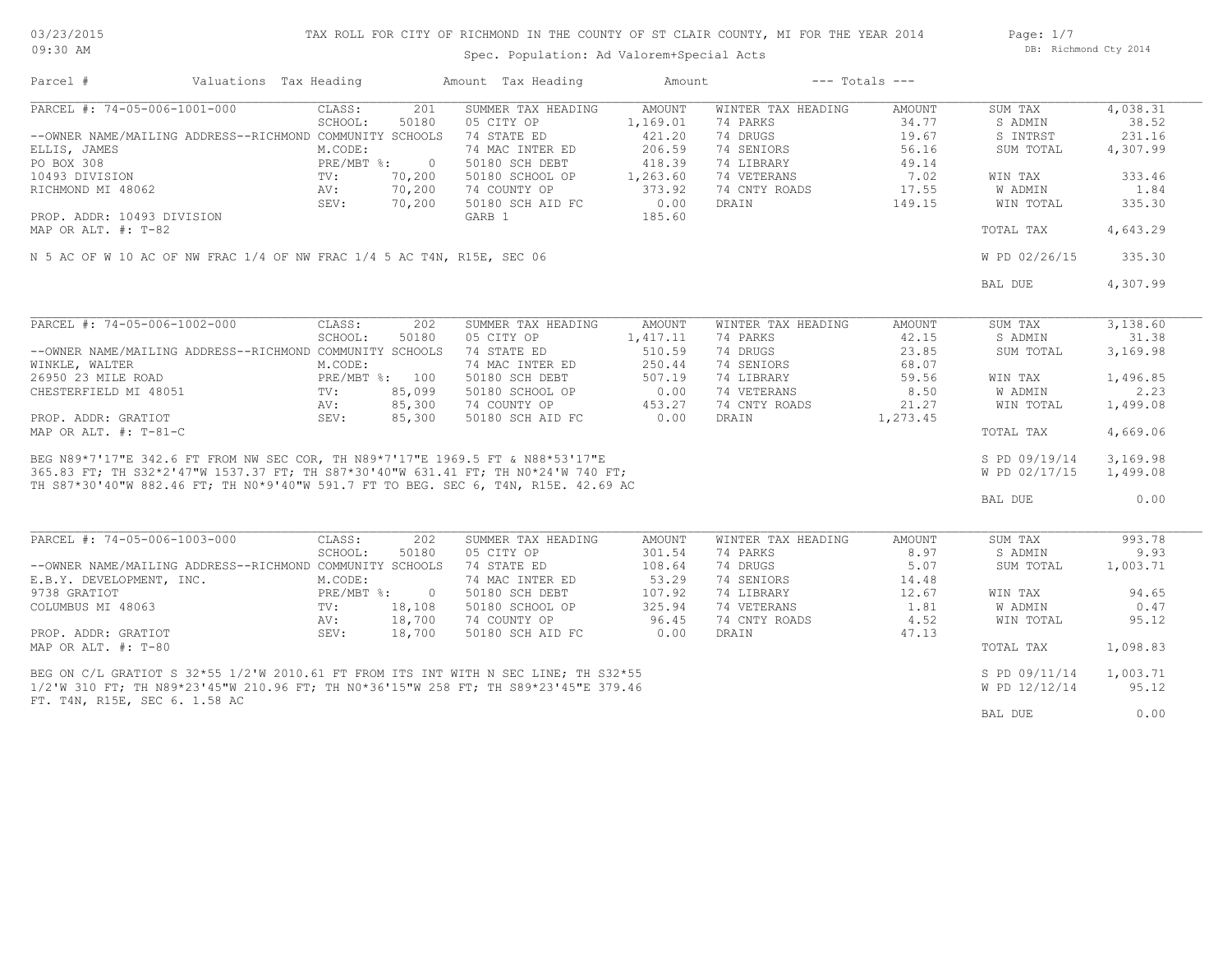# TAX ROLL FOR CITY OF RICHMOND IN THE COUNTY OF ST CLAIR COUNTY, MI FOR THE YEAR 2014

Spec. Population: Ad Valorem+Special Acts

03/23/2015 09:30 AM — DB: Richmond Cty 2014

| Parcel # | Valuations | Tax Heading | Amount | Tax Heading | Amount | --- Totals --- | |
|---|---|---|---|---|---|---|---|

## PARCEL #: 74-05-006-1001-000

| | | Summer Tax Heading | Amount | Winter Tax Heading | Amount | Totals | |
|---|---|---|---|---|---|---|---|
| CLASS: | 201 | SUMMER TAX HEADING | AMOUNT | WINTER TAX HEADING | AMOUNT | SUM TAX | 4,038.31 |
| SCHOOL: | 50180 | 05 CITY OP | 1,169.01 | 74 PARKS | 34.77 | S ADMIN | 38.52 |
| --OWNER NAME/MAILING ADDRESS--RICHMOND COMMUNITY SCHOOLS | | 74 STATE ED | 421.20 | 74 DRUGS | 19.67 | S INTRST | 231.16 |
| ELLIS, JAMES | M.CODE: | 74 MAC INTER ED | 206.59 | 74 SENIORS | 56.16 | SUM TOTAL | 4,307.99 |
| PO BOX 308 | PRE/MBT %: 0 | 50180 SCH DEBT | 418.39 | 74 LIBRARY | 49.14 | | |
| 10493 DIVISION | TV: 70,200 | 50180 SCHOOL OP | 1,263.60 | 74 VETERANS | 7.02 | WIN TAX | 333.46 |
| RICHMOND MI 48062 | AV: 70,200 | 74 COUNTY OP | 373.92 | 74 CNTY ROADS | 17.55 | W ADMIN | 1.84 |
| | SEV: 70,200 | 50180 SCH AID FC | 0.00 | DRAIN | 149.15 | WIN TOTAL | 335.30 |
| PROP. ADDR: 10493 DIVISION | | GARB 1 | 185.60 | | | | |
| MAP OR ALT. #: T-82 | | | | | | TOTAL TAX | 4,643.29 |
| | | | | | | W PD 02/26/15 | 335.30 |
| | | | | | | BAL DUE | 4,307.99 |

N 5 AC OF W 10 AC OF NW FRAC 1/4 OF NW FRAC 1/4 5 AC T4N, R15E, SEC 06

## PARCEL #: 74-05-006-1002-000

| | | Summer Tax Heading | Amount | Winter Tax Heading | Amount | Totals | |
|---|---|---|---|---|---|---|---|
| CLASS: | 202 | SUMMER TAX HEADING | AMOUNT | WINTER TAX HEADING | AMOUNT | SUM TAX | 3,138.60 |
| SCHOOL: | 50180 | 05 CITY OP | 1,417.11 | 74 PARKS | 42.15 | S ADMIN | 31.38 |
| --OWNER NAME/MAILING ADDRESS--RICHMOND COMMUNITY SCHOOLS | | 74 STATE ED | 510.59 | 74 DRUGS | 23.85 | SUM TOTAL | 3,169.98 |
| WINKLE, WALTER | M.CODE: | 74 MAC INTER ED | 250.44 | 74 SENIORS | 68.07 | | |
| 26950 23 MILE ROAD | PRE/MBT %: 100 | 50180 SCH DEBT | 507.19 | 74 LIBRARY | 59.56 | WIN TAX | 1,496.85 |
| CHESTERFIELD MI 48051 | TV: 85,099 | 50180 SCHOOL OP | 0.00 | 74 VETERANS | 8.50 | W ADMIN | 2.23 |
| | AV: 85,300 | 74 COUNTY OP | 453.27 | 74 CNTY ROADS | 21.27 | WIN TOTAL | 1,499.08 |
| PROP. ADDR: GRATIOT | SEV: 85,300 | 50180 SCH AID FC | 0.00 | DRAIN | 1,273.45 | | |
| MAP OR ALT. #: T-81-C | | | | | | TOTAL TAX | 4,669.06 |
| | | | | | | S PD 09/19/14 | 3,169.98 |
| | | | | | | W PD 02/17/15 | 1,499.08 |
| | | | | | | BAL DUE | 0.00 |

BEG N89*7'17"E 342.6 FT FROM NW SEC COR, TH N89*7'17"E 1969.5 FT & N88*53'17"E 365.83 FT; TH S32*2'47"W 1537.37 FT; TH S87*30'40"W 631.41 FT; TH N0*24'W 740 FT; TH S87*30'40"W 882.46 FT; TH N0*9'40"W 591.7 FT TO BEG. SEC 6, T4N, R15E. 42.69 AC

## PARCEL #: 74-05-006-1003-000

| | | Summer Tax Heading | Amount | Winter Tax Heading | Amount | Totals | |
|---|---|---|---|---|---|---|---|
| CLASS: | 202 | SUMMER TAX HEADING | AMOUNT | WINTER TAX HEADING | AMOUNT | SUM TAX | 993.78 |
| SCHOOL: | 50180 | 05 CITY OP | 301.54 | 74 PARKS | 8.97 | S ADMIN | 9.93 |
| --OWNER NAME/MAILING ADDRESS--RICHMOND COMMUNITY SCHOOLS | | 74 STATE ED | 108.64 | 74 DRUGS | 5.07 | SUM TOTAL | 1,003.71 |
| E.B.Y. DEVELOPMENT, INC. | M.CODE: | 74 MAC INTER ED | 53.29 | 74 SENIORS | 14.48 | | |
| 9738 GRATIOT | PRE/MBT %: 0 | 50180 SCH DEBT | 107.92 | 74 LIBRARY | 12.67 | WIN TAX | 94.65 |
| COLUMBUS MI 48063 | TV: 18,108 | 50180 SCHOOL OP | 325.94 | 74 VETERANS | 1.81 | W ADMIN | 0.47 |
| | AV: 18,700 | 74 COUNTY OP | 96.45 | 74 CNTY ROADS | 4.52 | WIN TOTAL | 95.12 |
| PROP. ADDR: GRATIOT | SEV: 18,700 | 50180 SCH AID FC | 0.00 | DRAIN | 47.13 | | |
| MAP OR ALT. #: T-80 | | | | | | TOTAL TAX | 1,098.83 |
| | | | | | | S PD 09/11/14 | 1,003.71 |
| | | | | | | W PD 12/12/14 | 95.12 |
| | | | | | | BAL DUE | 0.00 |

BEG ON C/L GRATIOT S 32*55 1/2'W 2010.61 FT FROM ITS INT WITH N SEC LINE; TH S32*55 1/2'W 310 FT; TH N89*23'45"W 210.96 FT; TH N0*36'15"W 258 FT; TH S89*23'45"E 379.46 FT. T4N, R15E, SEC 6. 1.58 AC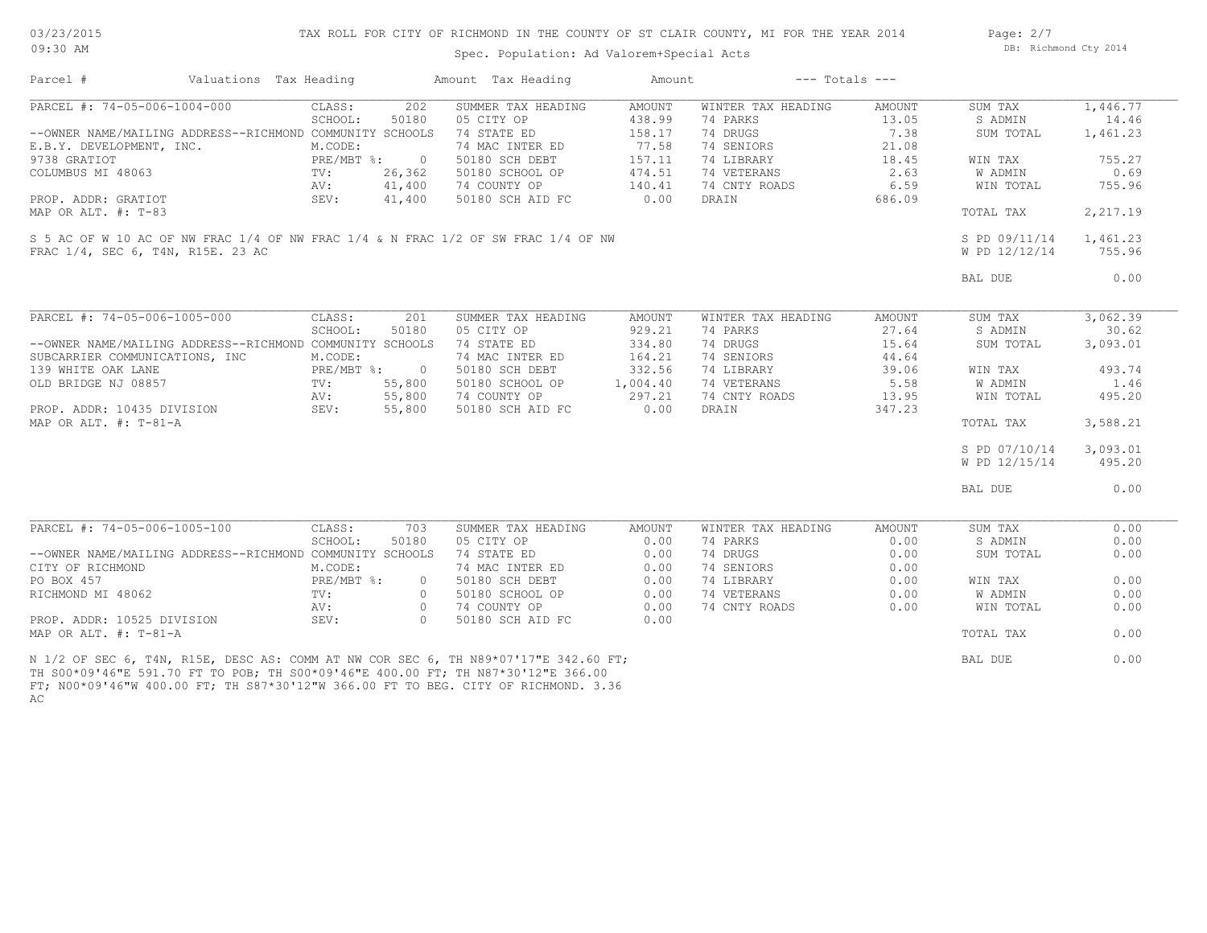# TAX ROLL FOR CITY OF RICHMOND IN THE COUNTY OF ST CLAIR COUNTY, MI FOR THE YEAR 2014

Spec. Population: Ad Valorem+Special Acts

| Parcel # | Valuations | Tax Heading | Amount | Tax Heading | Amount | --- Totals --- | |
|---|---|---|---|---|---|---|---|

## PARCEL #: 74-05-006-1004-000

| | | | | | | | |
|---|---|---|---|---|---|---|---|
| PARCEL #: 74-05-006-1004-000 | CLASS: 202 | SUMMER TAX HEADING | AMOUNT | WINTER TAX HEADING | AMOUNT | SUM TAX | 1,446.77 |
| | SCHOOL: 50180 | 05 CITY OP | 438.99 | 74 PARKS | 13.05 | S ADMIN | 14.46 |
| --OWNER NAME/MAILING ADDRESS--RICHMOND COMMUNITY SCHOOLS | | 74 STATE ED | 158.17 | 74 DRUGS | 7.38 | SUM TOTAL | 1,461.23 |
| E.B.Y. DEVELOPMENT, INC. | M.CODE: | 74 MAC INTER ED | 77.58 | 74 SENIORS | 21.08 | | |
| 9738 GRATIOT | PRE/MBT %: 0 | 50180 SCH DEBT | 157.11 | 74 LIBRARY | 18.45 | WIN TAX | 755.27 |
| COLUMBUS MI 48063 | TV: 26,362 | 50180 SCHOOL OP | 474.51 | 74 VETERANS | 2.63 | W ADMIN | 0.69 |
| | AV: 41,400 | 74 COUNTY OP | 140.41 | 74 CNTY ROADS | 6.59 | WIN TOTAL | 755.96 |
| PROP. ADDR: GRATIOT | SEV: 41,400 | 50180 SCH AID FC | 0.00 | DRAIN | 686.09 | | |
| MAP OR ALT. #: T-83 | | | | | | TOTAL TAX | 2,217.19 |
| | | | | | | S PD 09/11/14 | 1,461.23 |
| | | | | | | W PD 12/12/14 | 755.96 |
| | | | | | | BAL DUE | 0.00 |

S 5 AC OF W 10 AC OF NW FRAC 1/4 OF NW FRAC 1/4 & N FRAC 1/2 OF SW FRAC 1/4 OF NW FRAC 1/4, SEC 6, T4N, R15E. 23 AC

## PARCEL #: 74-05-006-1005-000

| | | | | | | | |
|---|---|---|---|---|---|---|---|
| PARCEL #: 74-05-006-1005-000 | CLASS: 201 | SUMMER TAX HEADING | AMOUNT | WINTER TAX HEADING | AMOUNT | SUM TAX | 3,062.39 |
| | SCHOOL: 50180 | 05 CITY OP | 929.21 | 74 PARKS | 27.64 | S ADMIN | 30.62 |
| --OWNER NAME/MAILING ADDRESS--RICHMOND COMMUNITY SCHOOLS | | 74 STATE ED | 334.80 | 74 DRUGS | 15.64 | SUM TOTAL | 3,093.01 |
| SUBCARRIER COMMUNICATIONS, INC | M.CODE: | 74 MAC INTER ED | 164.21 | 74 SENIORS | 44.64 | | |
| 139 WHITE OAK LANE | PRE/MBT %: 0 | 50180 SCH DEBT | 332.56 | 74 LIBRARY | 39.06 | WIN TAX | 493.74 |
| OLD BRIDGE NJ 08857 | TV: 55,800 | 50180 SCHOOL OP | 1,004.40 | 74 VETERANS | 5.58 | W ADMIN | 1.46 |
| | AV: 55,800 | 74 COUNTY OP | 297.21 | 74 CNTY ROADS | 13.95 | WIN TOTAL | 495.20 |
| PROP. ADDR: 10435 DIVISION | SEV: 55,800 | 50180 SCH AID FC | 0.00 | DRAIN | 347.23 | | |
| MAP OR ALT. #: T-81-A | | | | | | TOTAL TAX | 3,588.21 |
| | | | | | | S PD 07/10/14 | 3,093.01 |
| | | | | | | W PD 12/15/14 | 495.20 |
| | | | | | | BAL DUE | 0.00 |

## PARCEL #: 74-05-006-1005-100

| | | | | | | | |
|---|---|---|---|---|---|---|---|
| PARCEL #: 74-05-006-1005-100 | CLASS: 703 | SUMMER TAX HEADING | AMOUNT | WINTER TAX HEADING | AMOUNT | SUM TAX | 0.00 |
| | SCHOOL: 50180 | 05 CITY OP | 0.00 | 74 PARKS | 0.00 | S ADMIN | 0.00 |
| --OWNER NAME/MAILING ADDRESS--RICHMOND COMMUNITY SCHOOLS | | 74 STATE ED | 0.00 | 74 DRUGS | 0.00 | SUM TOTAL | 0.00 |
| CITY OF RICHMOND | M.CODE: | 74 MAC INTER ED | 0.00 | 74 SENIORS | 0.00 | | |
| PO BOX 457 | PRE/MBT %: 0 | 50180 SCH DEBT | 0.00 | 74 LIBRARY | 0.00 | WIN TAX | 0.00 |
| RICHMOND MI 48062 | TV: 0 | 50180 SCHOOL OP | 0.00 | 74 VETERANS | 0.00 | W ADMIN | 0.00 |
| | AV: 0 | 74 COUNTY OP | 0.00 | 74 CNTY ROADS | 0.00 | WIN TOTAL | 0.00 |
| PROP. ADDR: 10525 DIVISION | SEV: 0 | 50180 SCH AID FC | 0.00 | | | | |
| MAP OR ALT. #: T-81-A | | | | | | TOTAL TAX | 0.00 |
| | | | | | | BAL DUE | 0.00 |

N 1/2 OF SEC 6, T4N, R15E, DESC AS: COMM AT NW COR SEC 6, TH N89*07'17"E 342.60 FT; TH S00*09'46"E 591.70 FT TO POB; TH S00*09'46"E 400.00 FT; TH N87*30'12"E 366.00 FT; N00*09'46"W 400.00 FT; TH S87*30'12"W 366.00 FT TO BEG. CITY OF RICHMOND. 3.36 AC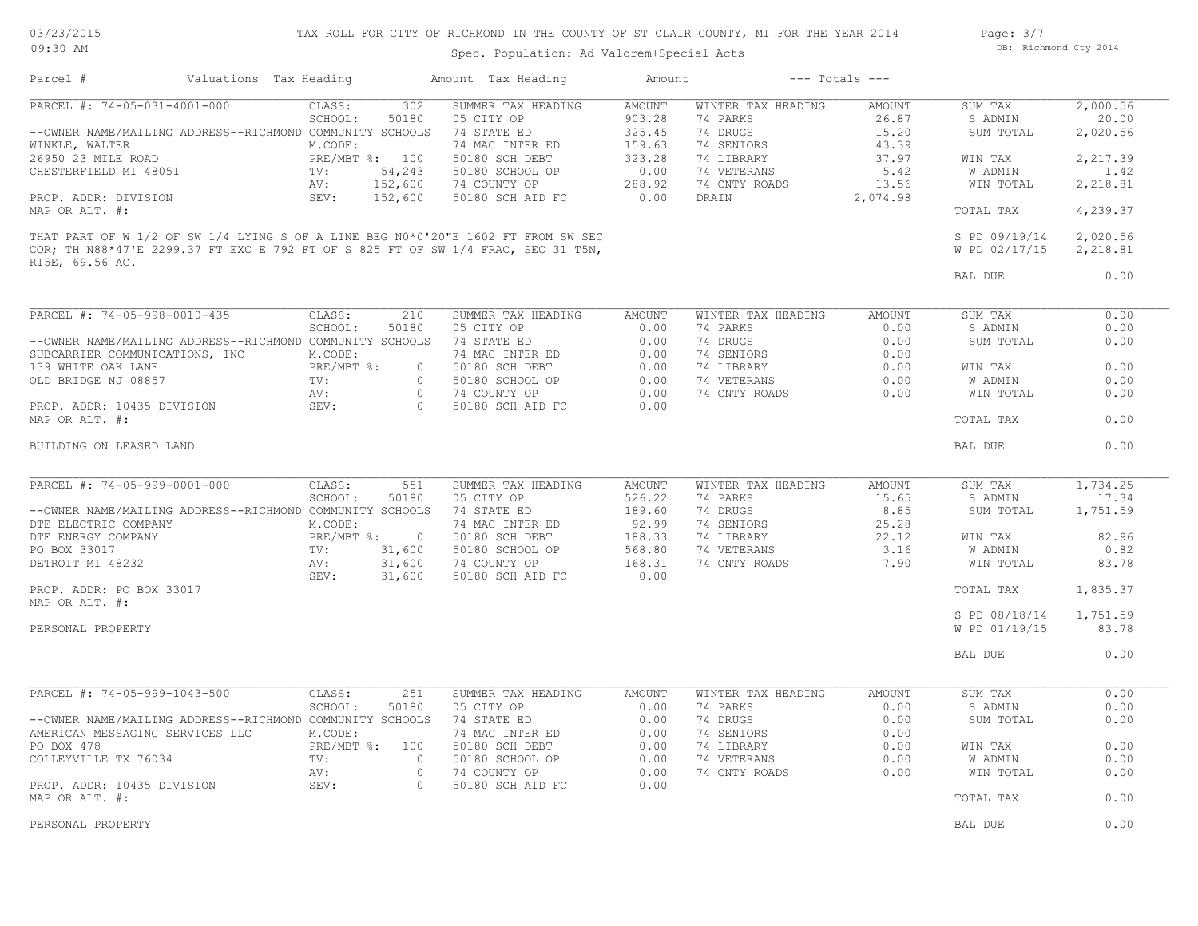TAX ROLL FOR CITY OF RICHMOND IN THE COUNTY OF ST CLAIR COUNTY, MI FOR THE YEAR 2014

Spec. Population: Ad Valorem+Special Acts

| Parcel # | Valuations | Tax Heading | Amount | Tax Heading | Amount | --- Totals --- | |
|---|---|---|---|---|---|---|---|
| PARCEL #: 74-05-031-4001-000 | CLASS: 302 | SUMMER TAX HEADING | AMOUNT | WINTER TAX HEADING | AMOUNT | SUM TAX | 2,000.56 |
| | SCHOOL: 50180 | 05 CITY OP | 903.28 | 74 PARKS | 26.87 | S ADMIN | 20.00 |
| --OWNER NAME/MAILING ADDRESS--RICHMOND COMMUNITY SCHOOLS | | 74 STATE ED | 325.45 | 74 DRUGS | 15.20 | SUM TOTAL | 2,020.56 |
| WINKLE, WALTER | M.CODE: | 74 MAC INTER ED | 159.63 | 74 SENIORS | 43.39 | | |
| 26950 23 MILE ROAD | PRE/MBT %: 100 | 50180 SCH DEBT | 323.28 | 74 LIBRARY | 37.97 | WIN TAX | 2,217.39 |
| CHESTERFIELD MI 48051 | TV: 54,243 | 50180 SCHOOL OP | 0.00 | 74 VETERANS | 5.42 | W ADMIN | 1.42 |
| | AV: 152,600 | 74 COUNTY OP | 288.92 | 74 CNTY ROADS | 13.56 | WIN TOTAL | 2,218.81 |
| PROP. ADDR: DIVISION | SEV: 152,600 | 50180 SCH AID FC | 0.00 | DRAIN | 2,074.98 | | |
| MAP OR ALT. #: | | | | | | TOTAL TAX | 4,239.37 |
| | | | | | | S PD 09/19/14 | 2,020.56 |
| | | | | | | W PD 02/17/15 | 2,218.81 |
| | | | | | | BAL DUE | 0.00 |

THAT PART OF W 1/2 OF SW 1/4 LYING S OF A LINE BEG N0*0'20"E 1602 FT FROM SW SEC COR; TH N88*47'E 2299.37 FT EXC E 792 FT OF S 825 FT OF SW 1/4 FRAC, SEC 31 T5N, R15E, 69.56 AC.

| Parcel # | Valuations | Tax Heading | Amount | Tax Heading | Amount | --- Totals --- | |
|---|---|---|---|---|---|---|---|
| PARCEL #: 74-05-998-0010-435 | CLASS: 210 | SUMMER TAX HEADING | AMOUNT | WINTER TAX HEADING | AMOUNT | SUM TAX | 0.00 |
| | SCHOOL: 50180 | 05 CITY OP | 0.00 | 74 PARKS | 0.00 | S ADMIN | 0.00 |
| --OWNER NAME/MAILING ADDRESS--RICHMOND COMMUNITY SCHOOLS | | 74 STATE ED | 0.00 | 74 DRUGS | 0.00 | SUM TOTAL | 0.00 |
| SUBCARRIER COMMUNICATIONS, INC | M.CODE: | 74 MAC INTER ED | 0.00 | 74 SENIORS | 0.00 | | |
| 139 WHITE OAK LANE | PRE/MBT %: 0 | 50180 SCH DEBT | 0.00 | 74 LIBRARY | 0.00 | WIN TAX | 0.00 |
| OLD BRIDGE NJ 08857 | TV: 0 | 50180 SCHOOL OP | 0.00 | 74 VETERANS | 0.00 | W ADMIN | 0.00 |
| | AV: 0 | 74 COUNTY OP | 0.00 | 74 CNTY ROADS | 0.00 | WIN TOTAL | 0.00 |
| PROP. ADDR: 10435 DIVISION | SEV: 0 | 50180 SCH AID FC | 0.00 | | | | |
| MAP OR ALT. #: | | | | | | TOTAL TAX | 0.00 |
| BUILDING ON LEASED LAND | | | | | | BAL DUE | 0.00 |

| Parcel # | Valuations | Tax Heading | Amount | Tax Heading | Amount | --- Totals --- | |
|---|---|---|---|---|---|---|---|
| PARCEL #: 74-05-999-0001-000 | CLASS: 551 | SUMMER TAX HEADING | AMOUNT | WINTER TAX HEADING | AMOUNT | SUM TAX | 1,734.25 |
| | SCHOOL: 50180 | 05 CITY OP | 526.22 | 74 PARKS | 15.65 | S ADMIN | 17.34 |
| --OWNER NAME/MAILING ADDRESS--RICHMOND COMMUNITY SCHOOLS | | 74 STATE ED | 189.60 | 74 DRUGS | 8.85 | SUM TOTAL | 1,751.59 |
| DTE ELECTRIC COMPANY | M.CODE: | 74 MAC INTER ED | 92.99 | 74 SENIORS | 25.28 | | |
| DTE ENERGY COMPANY | PRE/MBT %: 0 | 50180 SCH DEBT | 188.33 | 74 LIBRARY | 22.12 | WIN TAX | 82.96 |
| PO BOX 33017 | TV: 31,600 | 50180 SCHOOL OP | 568.80 | 74 VETERANS | 3.16 | W ADMIN | 0.82 |
| DETROIT MI 48232 | AV: 31,600 | 74 COUNTY OP | 168.31 | 74 CNTY ROADS | 7.90 | WIN TOTAL | 83.78 |
| | SEV: 31,600 | 50180 SCH AID FC | 0.00 | | | | |
| PROP. ADDR: PO BOX 33017 | | | | | | TOTAL TAX | 1,835.37 |
| MAP OR ALT. #: | | | | | | | |
| | | | | | | S PD 08/18/14 | 1,751.59 |
| PERSONAL PROPERTY | | | | | | W PD 01/19/15 | 83.78 |
| | | | | | | BAL DUE | 0.00 |

| Parcel # | Valuations | Tax Heading | Amount | Tax Heading | Amount | --- Totals --- | |
|---|---|---|---|---|---|---|---|
| PARCEL #: 74-05-999-1043-500 | CLASS: 251 | SUMMER TAX HEADING | AMOUNT | WINTER TAX HEADING | AMOUNT | SUM TAX | 0.00 |
| | SCHOOL: 50180 | 05 CITY OP | 0.00 | 74 PARKS | 0.00 | S ADMIN | 0.00 |
| --OWNER NAME/MAILING ADDRESS--RICHMOND COMMUNITY SCHOOLS | | 74 STATE ED | 0.00 | 74 DRUGS | 0.00 | SUM TOTAL | 0.00 |
| AMERICAN MESSAGING SERVICES LLC | M.CODE: | 74 MAC INTER ED | 0.00 | 74 SENIORS | 0.00 | | |
| PO BOX 478 | PRE/MBT %: 100 | 50180 SCH DEBT | 0.00 | 74 LIBRARY | 0.00 | WIN TAX | 0.00 |
| COLLEYVILLE TX 76034 | TV: 0 | 50180 SCHOOL OP | 0.00 | 74 VETERANS | 0.00 | W ADMIN | 0.00 |
| | AV: 0 | 74 COUNTY OP | 0.00 | 74 CNTY ROADS | 0.00 | WIN TOTAL | 0.00 |
| PROP. ADDR: 10435 DIVISION | SEV: 0 | 50180 SCH AID FC | 0.00 | | | | |
| MAP OR ALT. #: | | | | | | TOTAL TAX | 0.00 |
| PERSONAL PROPERTY | | | | | | BAL DUE | 0.00 |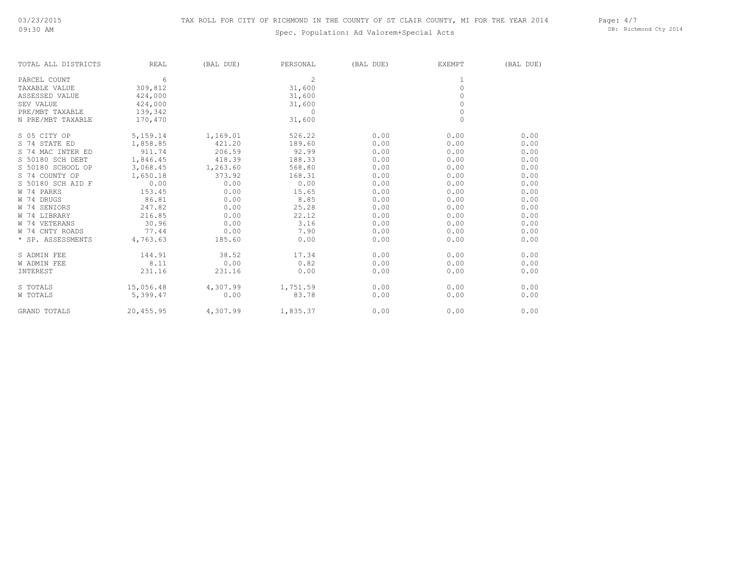# TAX ROLL FOR CITY OF RICHMOND IN THE COUNTY OF ST CLAIR COUNTY, MI FOR THE YEAR 2014

Spec. Population: Ad Valorem+Special Acts

| TOTAL ALL DISTRICTS | REAL | (BAL DUE) | PERSONAL | (BAL DUE) | EXEMPT | (BAL DUE) |
|---|---|---|---|---|---|---|
| PARCEL COUNT | 6 | | 2 | | 1 | |
| TAXABLE VALUE | 309,812 | | 31,600 | | 0 | |
| ASSESSED VALUE | 424,000 | | 31,600 | | 0 | |
| SEV VALUE | 424,000 | | 31,600 | | 0 | |
| PRE/MBT TAXABLE | 139,342 | | 0 | | 0 | |
| N PRE/MBT TAXABLE | 170,470 | | 31,600 | | 0 | |
| S 05 CITY OP | 5,159.14 | 1,169.01 | 526.22 | 0.00 | 0.00 | 0.00 |
| S 74 STATE ED | 1,858.85 | 421.20 | 189.60 | 0.00 | 0.00 | 0.00 |
| S 74 MAC INTER ED | 911.74 | 206.59 | 92.99 | 0.00 | 0.00 | 0.00 |
| S 50180 SCH DEBT | 1,846.45 | 418.39 | 188.33 | 0.00 | 0.00 | 0.00 |
| S 50180 SCHOOL OP | 3,068.45 | 1,263.60 | 568.80 | 0.00 | 0.00 | 0.00 |
| S 74 COUNTY OP | 1,650.18 | 373.92 | 168.31 | 0.00 | 0.00 | 0.00 |
| S 50180 SCH AID F | 0.00 | 0.00 | 0.00 | 0.00 | 0.00 | 0.00 |
| W 74 PARKS | 153.45 | 0.00 | 15.65 | 0.00 | 0.00 | 0.00 |
| W 74 DRUGS | 86.81 | 0.00 | 8.85 | 0.00 | 0.00 | 0.00 |
| W 74 SENIORS | 247.82 | 0.00 | 25.28 | 0.00 | 0.00 | 0.00 |
| W 74 LIBRARY | 216.85 | 0.00 | 22.12 | 0.00 | 0.00 | 0.00 |
| W 74 VETERANS | 30.96 | 0.00 | 3.16 | 0.00 | 0.00 | 0.00 |
| W 74 CNTY ROADS | 77.44 | 0.00 | 7.90 | 0.00 | 0.00 | 0.00 |
| * SP. ASSESSMENTS | 4,763.63 | 185.60 | 0.00 | 0.00 | 0.00 | 0.00 |
| S ADMIN FEE | 144.91 | 38.52 | 17.34 | 0.00 | 0.00 | 0.00 |
| W ADMIN FEE | 8.11 | 0.00 | 0.82 | 0.00 | 0.00 | 0.00 |
| INTEREST | 231.16 | 231.16 | 0.00 | 0.00 | 0.00 | 0.00 |
| S TOTALS | 15,056.48 | 4,307.99 | 1,751.59 | 0.00 | 0.00 | 0.00 |
| W TOTALS | 5,399.47 | 0.00 | 83.78 | 0.00 | 0.00 | 0.00 |
| GRAND TOTALS | 20,455.95 | 4,307.99 | 1,835.37 | 0.00 | 0.00 | 0.00 |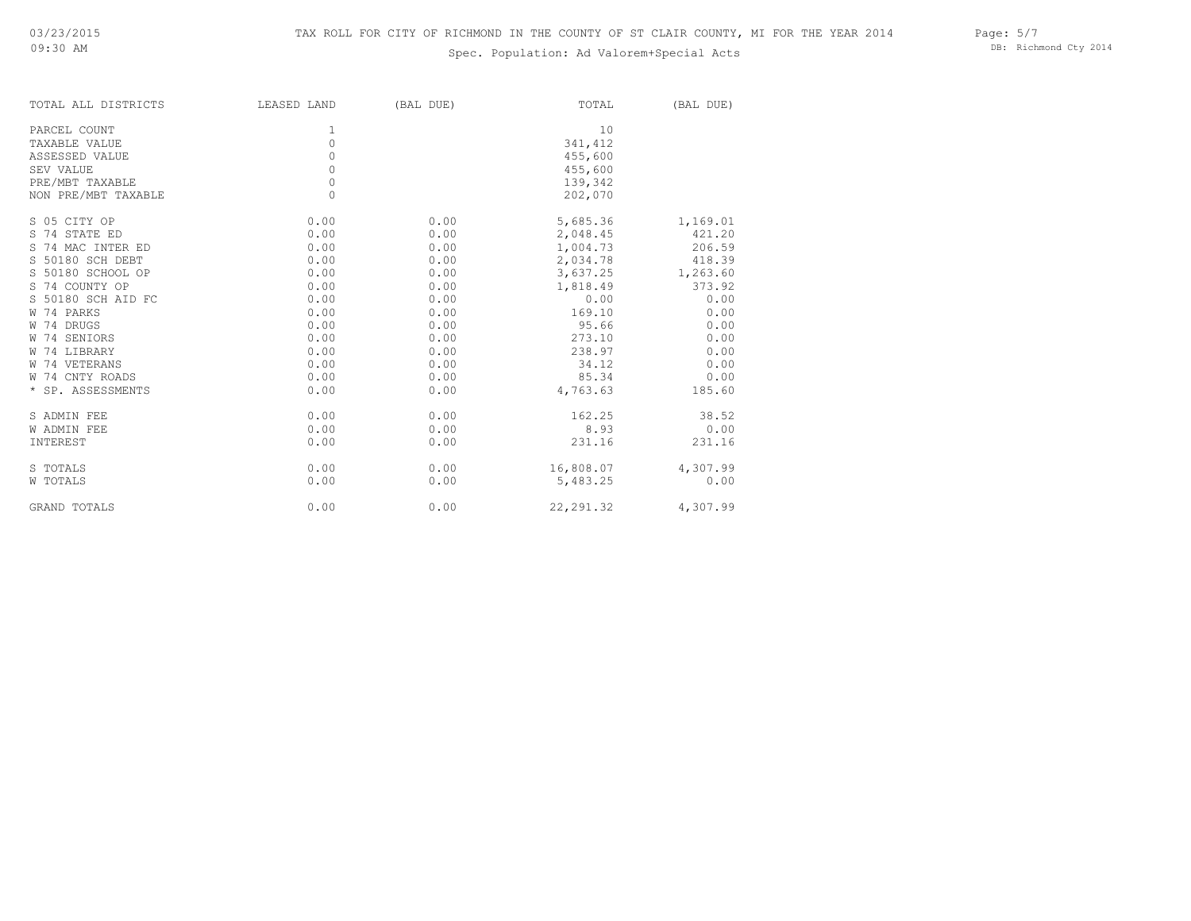TAX ROLL FOR CITY OF RICHMOND IN THE COUNTY OF ST CLAIR COUNTY, MI FOR THE YEAR 2014

Spec. Population: Ad Valorem+Special Acts

| TOTAL ALL DISTRICTS | LEASED LAND | (BAL DUE) | TOTAL | (BAL DUE) |
|---|---|---|---|---|
| PARCEL COUNT | 1 | | 10 | |
| TAXABLE VALUE | 0 | | 341,412 | |
| ASSESSED VALUE | 0 | | 455,600 | |
| SEV VALUE | 0 | | 455,600 | |
| PRE/MBT TAXABLE | 0 | | 139,342 | |
| NON PRE/MBT TAXABLE | 0 | | 202,070 | |
| S 05 CITY OP | 0.00 | 0.00 | 5,685.36 | 1,169.01 |
| S 74 STATE ED | 0.00 | 0.00 | 2,048.45 | 421.20 |
| S 74 MAC INTER ED | 0.00 | 0.00 | 1,004.73 | 206.59 |
| S 50180 SCH DEBT | 0.00 | 0.00 | 2,034.78 | 418.39 |
| S 50180 SCHOOL OP | 0.00 | 0.00 | 3,637.25 | 1,263.60 |
| S 74 COUNTY OP | 0.00 | 0.00 | 1,818.49 | 373.92 |
| S 50180 SCH AID FC | 0.00 | 0.00 | 0.00 | 0.00 |
| W 74 PARKS | 0.00 | 0.00 | 169.10 | 0.00 |
| W 74 DRUGS | 0.00 | 0.00 | 95.66 | 0.00 |
| W 74 SENIORS | 0.00 | 0.00 | 273.10 | 0.00 |
| W 74 LIBRARY | 0.00 | 0.00 | 238.97 | 0.00 |
| W 74 VETERANS | 0.00 | 0.00 | 34.12 | 0.00 |
| W 74 CNTY ROADS | 0.00 | 0.00 | 85.34 | 0.00 |
| * SP. ASSESSMENTS | 0.00 | 0.00 | 4,763.63 | 185.60 |
| S ADMIN FEE | 0.00 | 0.00 | 162.25 | 38.52 |
| W ADMIN FEE | 0.00 | 0.00 | 8.93 | 0.00 |
| INTEREST | 0.00 | 0.00 | 231.16 | 231.16 |
| S TOTALS | 0.00 | 0.00 | 16,808.07 | 4,307.99 |
| W TOTALS | 0.00 | 0.00 | 5,483.25 | 0.00 |
| GRAND TOTALS | 0.00 | 0.00 | 22,291.32 | 4,307.99 |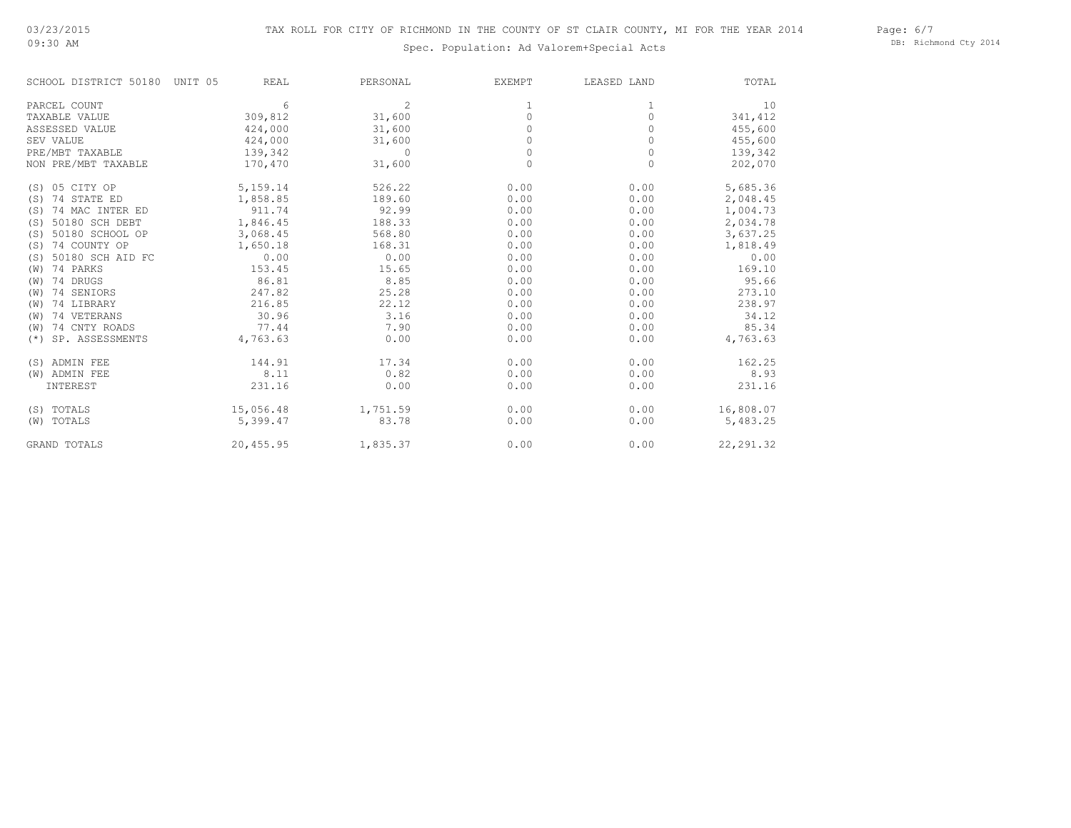# TAX ROLL FOR CITY OF RICHMOND IN THE COUNTY OF ST CLAIR COUNTY, MI FOR THE YEAR 2014

Spec. Population: Ad Valorem+Special Acts

03/23/2015
09:30 AM

DB: Richmond Cty 2014

| SCHOOL DISTRICT 50180 UNIT 05 | REAL | PERSONAL | EXEMPT | LEASED LAND | TOTAL |
|---|---|---|---|---|---|
| PARCEL COUNT | 6 | 2 | 1 | 1 | 10 |
| TAXABLE VALUE | 309,812 | 31,600 | 0 | 0 | 341,412 |
| ASSESSED VALUE | 424,000 | 31,600 | 0 | 0 | 455,600 |
| SEV VALUE | 424,000 | 31,600 | 0 | 0 | 455,600 |
| PRE/MBT TAXABLE | 139,342 | 0 | 0 | 0 | 139,342 |
| NON PRE/MBT TAXABLE | 170,470 | 31,600 | 0 | 0 | 202,070 |
| (S) 05 CITY OP | 5,159.14 | 526.22 | 0.00 | 0.00 | 5,685.36 |
| (S) 74 STATE ED | 1,858.85 | 189.60 | 0.00 | 0.00 | 2,048.45 |
| (S) 74 MAC INTER ED | 911.74 | 92.99 | 0.00 | 0.00 | 1,004.73 |
| (S) 50180 SCH DEBT | 1,846.45 | 188.33 | 0.00 | 0.00 | 2,034.78 |
| (S) 50180 SCHOOL OP | 3,068.45 | 568.80 | 0.00 | 0.00 | 3,637.25 |
| (S) 74 COUNTY OP | 1,650.18 | 168.31 | 0.00 | 0.00 | 1,818.49 |
| (S) 50180 SCH AID FC | 0.00 | 0.00 | 0.00 | 0.00 | 0.00 |
| (W) 74 PARKS | 153.45 | 15.65 | 0.00 | 0.00 | 169.10 |
| (W) 74 DRUGS | 86.81 | 8.85 | 0.00 | 0.00 | 95.66 |
| (W) 74 SENIORS | 247.82 | 25.28 | 0.00 | 0.00 | 273.10 |
| (W) 74 LIBRARY | 216.85 | 22.12 | 0.00 | 0.00 | 238.97 |
| (W) 74 VETERANS | 30.96 | 3.16 | 0.00 | 0.00 | 34.12 |
| (W) 74 CNTY ROADS | 77.44 | 7.90 | 0.00 | 0.00 | 85.34 |
| (*) SP. ASSESSMENTS | 4,763.63 | 0.00 | 0.00 | 0.00 | 4,763.63 |
| (S) ADMIN FEE | 144.91 | 17.34 | 0.00 | 0.00 | 162.25 |
| (W) ADMIN FEE | 8.11 | 0.82 | 0.00 | 0.00 | 8.93 |
| INTEREST | 231.16 | 0.00 | 0.00 | 0.00 | 231.16 |
| (S) TOTALS | 15,056.48 | 1,751.59 | 0.00 | 0.00 | 16,808.07 |
| (W) TOTALS | 5,399.47 | 83.78 | 0.00 | 0.00 | 5,483.25 |
| GRAND TOTALS | 20,455.95 | 1,835.37 | 0.00 | 0.00 | 22,291.32 |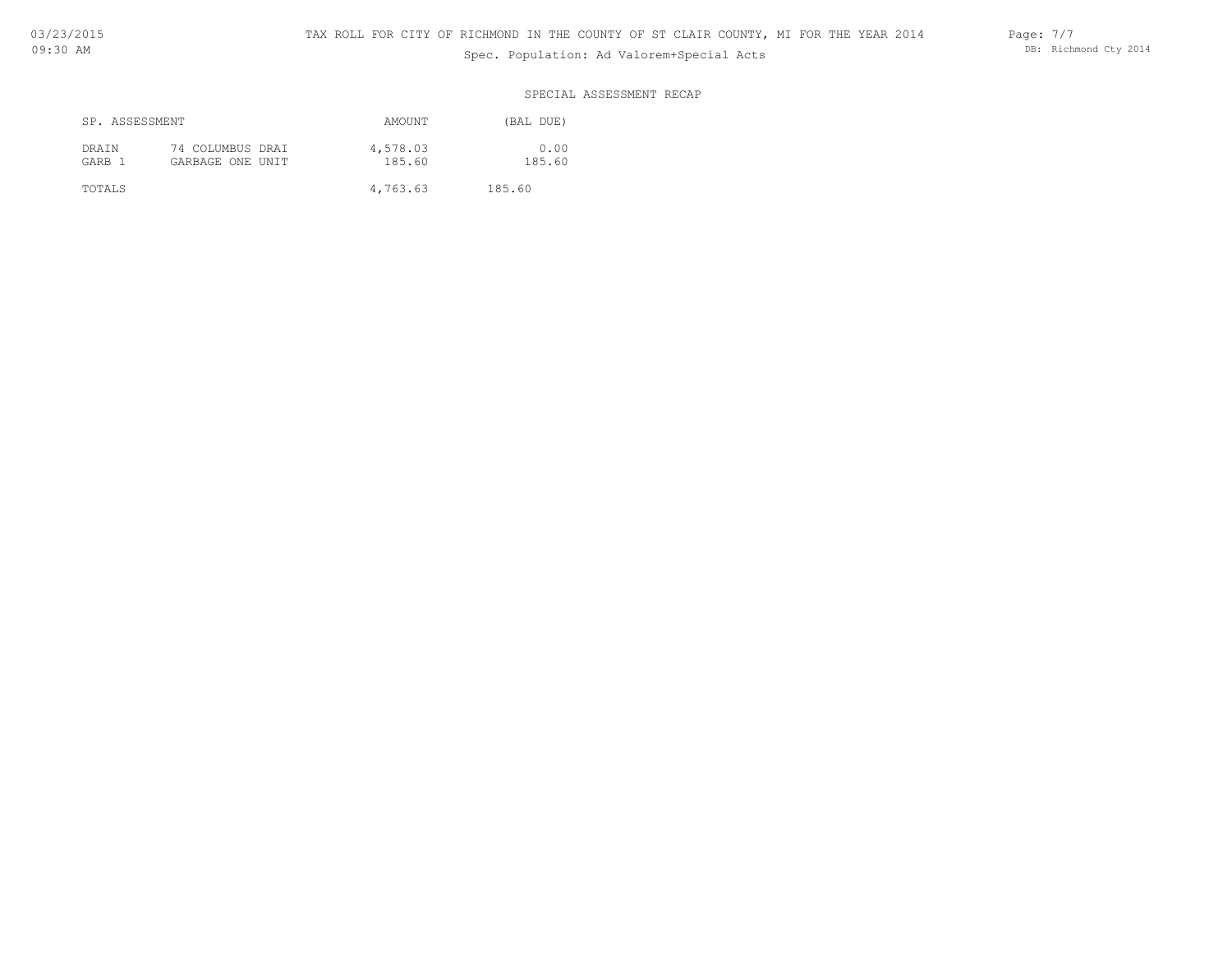TAX ROLL FOR CITY OF RICHMOND IN THE COUNTY OF ST CLAIR COUNTY, MI FOR THE YEAR 2014

Spec. Population: Ad Valorem+Special Acts

## SPECIAL ASSESSMENT RECAP

| SP. ASSESSMENT | | AMOUNT | (BAL DUE) |
|---|---|---|---|
| DRAIN | 74 COLUMBUS DRAI | 4,578.03 | 0.00 |
| GARB 1 | GARBAGE ONE UNIT | 185.60 | 185.60 |
| TOTALS | | 4,763.63 | 185.60 |